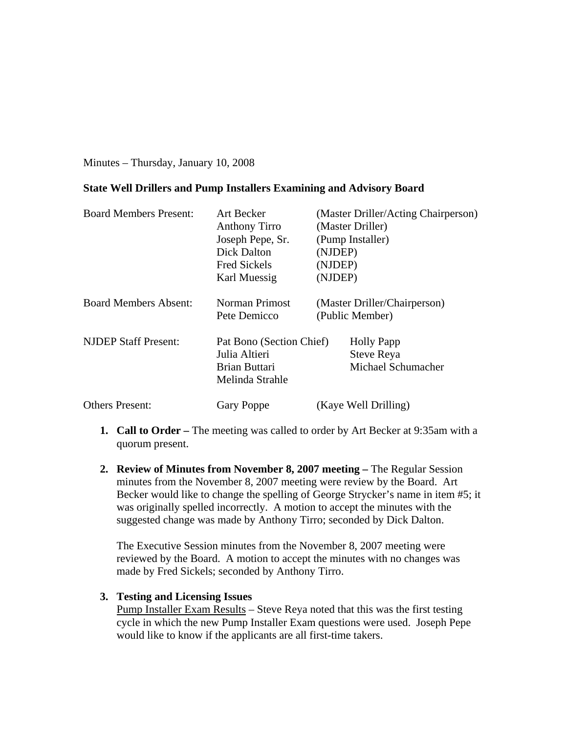Minutes – Thursday, January 10, 2008

**State Well Drillers and Pump Installers Examining and Advisory Board**

| | | |
|---|---|---|
| Board Members Present: | Art Becker | (Master Driller/Acting Chairperson) |
| | Anthony Tirro | (Master Driller) |
| | Joseph Pepe, Sr. | (Pump Installer) |
| | Dick Dalton | (NJDEP) |
| | Fred Sickels | (NJDEP) |
| | Karl Muessig | (NJDEP) |
| Board Members Absent: | Norman Primost | (Master Driller/Chairperson) |
| | Pete Demicco | (Public Member) |
| NJDEP Staff Present: | Pat Bono (Section Chief) | Holly Papp |
| | Julia Altieri | Steve Reya |
| | Brian Buttari | Michael Schumacher |
| | Melinda Strahle | |
| Others Present: | Gary Poppe | (Kaye Well Drilling) |

1. **Call to Order –** The meeting was called to order by Art Becker at 9:35am with a quorum present.

2. **Review of Minutes from November 8, 2007 meeting –** The Regular Session minutes from the November 8, 2007 meeting were review by the Board. Art Becker would like to change the spelling of George Strycker's name in item #5; it was originally spelled incorrectly. A motion to accept the minutes with the suggested change was made by Anthony Tirro; seconded by Dick Dalton.

   The Executive Session minutes from the November 8, 2007 meeting were reviewed by the Board. A motion to accept the minutes with no changes was made by Fred Sickels; seconded by Anthony Tirro.

3. **Testing and Licensing Issues**
   Pump Installer Exam Results – Steve Reya noted that this was the first testing cycle in which the new Pump Installer Exam questions were used. Joseph Pepe would like to know if the applicants are all first-time takers.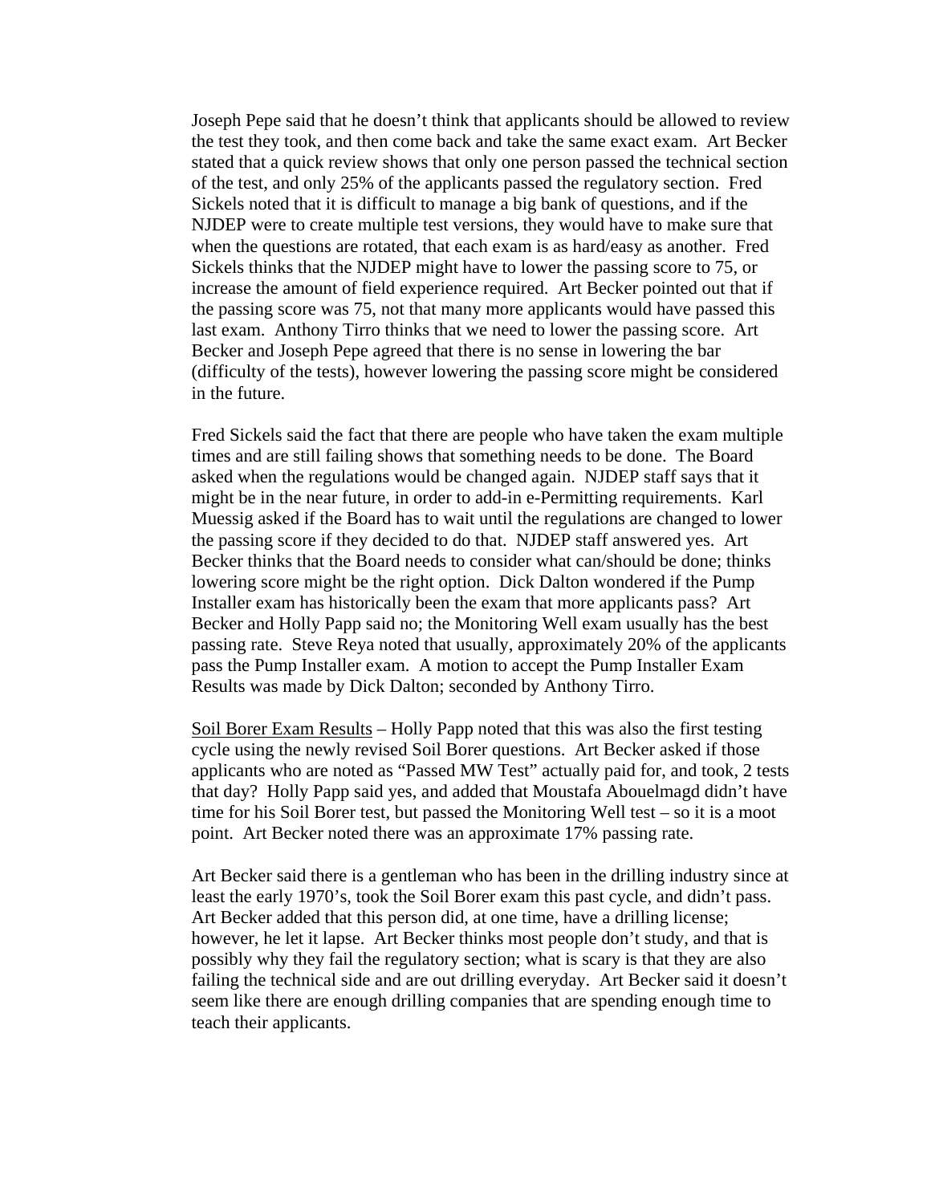Joseph Pepe said that he doesn't think that applicants should be allowed to review the test they took, and then come back and take the same exact exam. Art Becker stated that a quick review shows that only one person passed the technical section of the test, and only 25% of the applicants passed the regulatory section. Fred Sickels noted that it is difficult to manage a big bank of questions, and if the NJDEP were to create multiple test versions, they would have to make sure that when the questions are rotated, that each exam is as hard/easy as another. Fred Sickels thinks that the NJDEP might have to lower the passing score to 75, or increase the amount of field experience required. Art Becker pointed out that if the passing score was 75, not that many more applicants would have passed this last exam. Anthony Tirro thinks that we need to lower the passing score. Art Becker and Joseph Pepe agreed that there is no sense in lowering the bar (difficulty of the tests), however lowering the passing score might be considered in the future.

Fred Sickels said the fact that there are people who have taken the exam multiple times and are still failing shows that something needs to be done. The Board asked when the regulations would be changed again. NJDEP staff says that it might be in the near future, in order to add-in e-Permitting requirements. Karl Muessig asked if the Board has to wait until the regulations are changed to lower the passing score if they decided to do that. NJDEP staff answered yes. Art Becker thinks that the Board needs to consider what can/should be done; thinks lowering score might be the right option. Dick Dalton wondered if the Pump Installer exam has historically been the exam that more applicants pass? Art Becker and Holly Papp said no; the Monitoring Well exam usually has the best passing rate. Steve Reya noted that usually, approximately 20% of the applicants pass the Pump Installer exam. A motion to accept the Pump Installer Exam Results was made by Dick Dalton; seconded by Anthony Tirro.

<u>Soil Borer Exam Results</u> – Holly Papp noted that this was also the first testing cycle using the newly revised Soil Borer questions. Art Becker asked if those applicants who are noted as "Passed MW Test" actually paid for, and took, 2 tests that day? Holly Papp said yes, and added that Moustafa Abouelmagd didn't have time for his Soil Borer test, but passed the Monitoring Well test – so it is a moot point. Art Becker noted there was an approximate 17% passing rate.

Art Becker said there is a gentleman who has been in the drilling industry since at least the early 1970's, took the Soil Borer exam this past cycle, and didn't pass. Art Becker added that this person did, at one time, have a drilling license; however, he let it lapse. Art Becker thinks most people don't study, and that is possibly why they fail the regulatory section; what is scary is that they are also failing the technical side and are out drilling everyday. Art Becker said it doesn't seem like there are enough drilling companies that are spending enough time to teach their applicants.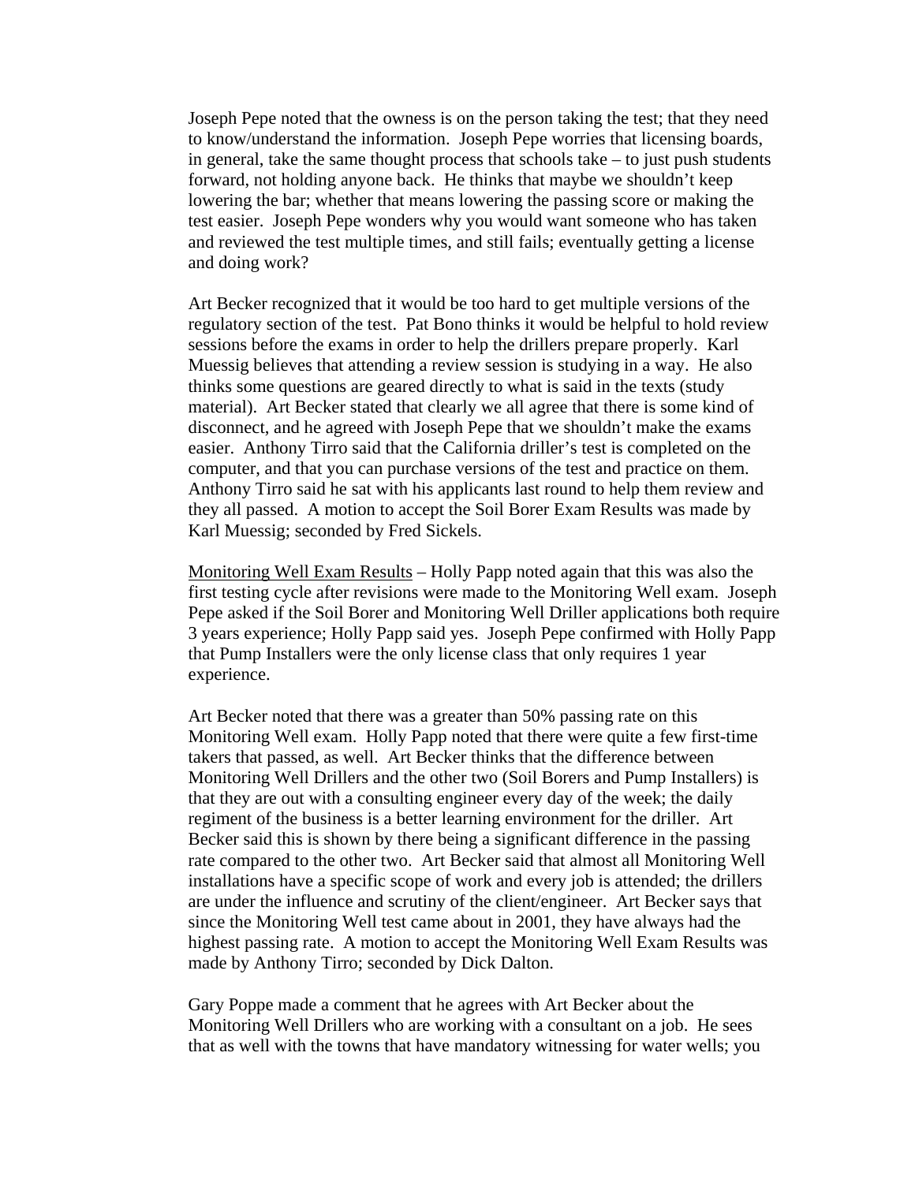Joseph Pepe noted that the owness is on the person taking the test; that they need to know/understand the information. Joseph Pepe worries that licensing boards, in general, take the same thought process that schools take – to just push students forward, not holding anyone back. He thinks that maybe we shouldn't keep lowering the bar; whether that means lowering the passing score or making the test easier. Joseph Pepe wonders why you would want someone who has taken and reviewed the test multiple times, and still fails; eventually getting a license and doing work?

Art Becker recognized that it would be too hard to get multiple versions of the regulatory section of the test. Pat Bono thinks it would be helpful to hold review sessions before the exams in order to help the drillers prepare properly. Karl Muessig believes that attending a review session is studying in a way. He also thinks some questions are geared directly to what is said in the texts (study material). Art Becker stated that clearly we all agree that there is some kind of disconnect, and he agreed with Joseph Pepe that we shouldn't make the exams easier. Anthony Tirro said that the California driller's test is completed on the computer, and that you can purchase versions of the test and practice on them. Anthony Tirro said he sat with his applicants last round to help them review and they all passed. A motion to accept the Soil Borer Exam Results was made by Karl Muessig; seconded by Fred Sickels.

<u>Monitoring Well Exam Results</u> – Holly Papp noted again that this was also the first testing cycle after revisions were made to the Monitoring Well exam. Joseph Pepe asked if the Soil Borer and Monitoring Well Driller applications both require 3 years experience; Holly Papp said yes. Joseph Pepe confirmed with Holly Papp that Pump Installers were the only license class that only requires 1 year experience.

Art Becker noted that there was a greater than 50% passing rate on this Monitoring Well exam. Holly Papp noted that there were quite a few first-time takers that passed, as well. Art Becker thinks that the difference between Monitoring Well Drillers and the other two (Soil Borers and Pump Installers) is that they are out with a consulting engineer every day of the week; the daily regiment of the business is a better learning environment for the driller. Art Becker said this is shown by there being a significant difference in the passing rate compared to the other two. Art Becker said that almost all Monitoring Well installations have a specific scope of work and every job is attended; the drillers are under the influence and scrutiny of the client/engineer. Art Becker says that since the Monitoring Well test came about in 2001, they have always had the highest passing rate. A motion to accept the Monitoring Well Exam Results was made by Anthony Tirro; seconded by Dick Dalton.

Gary Poppe made a comment that he agrees with Art Becker about the Monitoring Well Drillers who are working with a consultant on a job. He sees that as well with the towns that have mandatory witnessing for water wells; you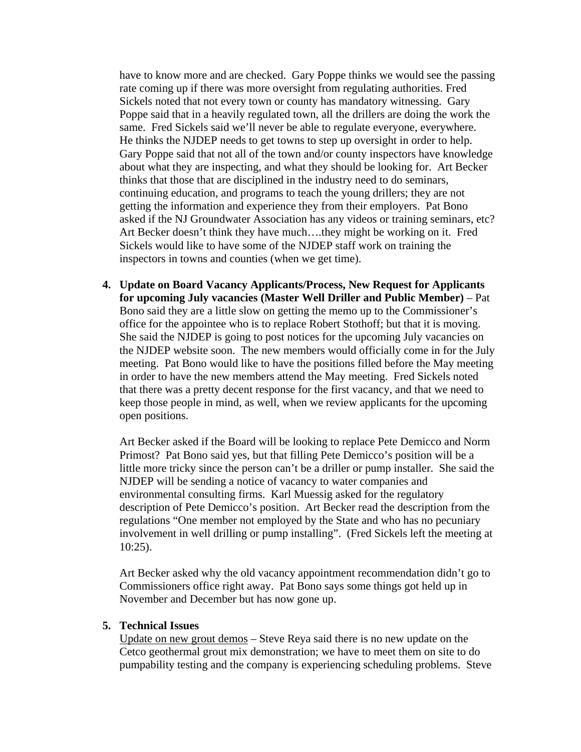have to know more and are checked. Gary Poppe thinks we would see the passing rate coming up if there was more oversight from regulating authorities. Fred Sickels noted that not every town or county has mandatory witnessing. Gary Poppe said that in a heavily regulated town, all the drillers are doing the work the same. Fred Sickels said we'll never be able to regulate everyone, everywhere. He thinks the NJDEP needs to get towns to step up oversight in order to help. Gary Poppe said that not all of the town and/or county inspectors have knowledge about what they are inspecting, and what they should be looking for. Art Becker thinks that those that are disciplined in the industry need to do seminars, continuing education, and programs to teach the young drillers; they are not getting the information and experience they from their employers. Pat Bono asked if the NJ Groundwater Association has any videos or training seminars, etc? Art Becker doesn't think they have much….they might be working on it. Fred Sickels would like to have some of the NJDEP staff work on training the inspectors in towns and counties (when we get time).

4. **Update on Board Vacancy Applicants/Process, New Request for Applicants for upcoming July vacancies (Master Well Driller and Public Member)** – Pat Bono said they are a little slow on getting the memo up to the Commissioner's office for the appointee who is to replace Robert Stothoff; but that it is moving. She said the NJDEP is going to post notices for the upcoming July vacancies on the NJDEP website soon. The new members would officially come in for the July meeting. Pat Bono would like to have the positions filled before the May meeting in order to have the new members attend the May meeting. Fred Sickels noted that there was a pretty decent response for the first vacancy, and that we need to keep those people in mind, as well, when we review applicants for the upcoming open positions.

   Art Becker asked if the Board will be looking to replace Pete Demicco and Norm Primost? Pat Bono said yes, but that filling Pete Demicco's position will be a little more tricky since the person can't be a driller or pump installer. She said the NJDEP will be sending a notice of vacancy to water companies and environmental consulting firms. Karl Muessig asked for the regulatory description of Pete Demicco's position. Art Becker read the description from the regulations "One member not employed by the State and who has no pecuniary involvement in well drilling or pump installing". (Fred Sickels left the meeting at 10:25).

   Art Becker asked why the old vacancy appointment recommendation didn't go to Commissioners office right away. Pat Bono says some things got held up in November and December but has now gone up.

5. **Technical Issues**
   Update on new grout demos – Steve Reya said there is no new update on the Cetco geothermal grout mix demonstration; we have to meet them on site to do pumpability testing and the company is experiencing scheduling problems. Steve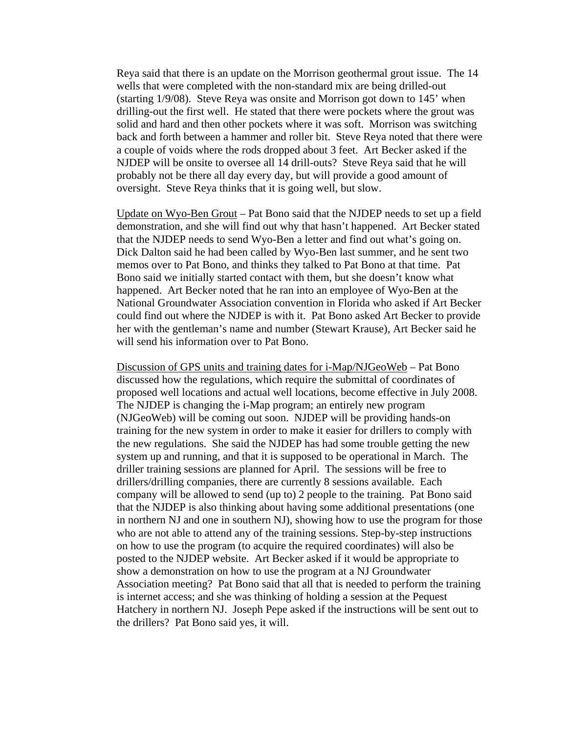Reya said that there is an update on the Morrison geothermal grout issue. The 14 wells that were completed with the non-standard mix are being drilled-out (starting 1/9/08). Steve Reya was onsite and Morrison got down to 145' when drilling-out the first well. He stated that there were pockets where the grout was solid and hard and then other pockets where it was soft. Morrison was switching back and forth between a hammer and roller bit. Steve Reya noted that there were a couple of voids where the rods dropped about 3 feet. Art Becker asked if the NJDEP will be onsite to oversee all 14 drill-outs? Steve Reya said that he will probably not be there all day every day, but will provide a good amount of oversight. Steve Reya thinks that it is going well, but slow.

<u>Update on Wyo-Ben Grout</u> – Pat Bono said that the NJDEP needs to set up a field demonstration, and she will find out why that hasn't happened. Art Becker stated that the NJDEP needs to send Wyo-Ben a letter and find out what's going on. Dick Dalton said he had been called by Wyo-Ben last summer, and he sent two memos over to Pat Bono, and thinks they talked to Pat Bono at that time. Pat Bono said we initially started contact with them, but she doesn't know what happened. Art Becker noted that he ran into an employee of Wyo-Ben at the National Groundwater Association convention in Florida who asked if Art Becker could find out where the NJDEP is with it. Pat Bono asked Art Becker to provide her with the gentleman's name and number (Stewart Krause), Art Becker said he will send his information over to Pat Bono.

<u>Discussion of GPS units and training dates for i-Map/NJGeoWeb</u> – Pat Bono discussed how the regulations, which require the submittal of coordinates of proposed well locations and actual well locations, become effective in July 2008. The NJDEP is changing the i-Map program; an entirely new program (NJGeoWeb) will be coming out soon. NJDEP will be providing hands-on training for the new system in order to make it easier for drillers to comply with the new regulations. She said the NJDEP has had some trouble getting the new system up and running, and that it is supposed to be operational in March. The driller training sessions are planned for April. The sessions will be free to drillers/drilling companies, there are currently 8 sessions available. Each company will be allowed to send (up to) 2 people to the training. Pat Bono said that the NJDEP is also thinking about having some additional presentations (one in northern NJ and one in southern NJ), showing how to use the program for those who are not able to attend any of the training sessions. Step-by-step instructions on how to use the program (to acquire the required coordinates) will also be posted to the NJDEP website. Art Becker asked if it would be appropriate to show a demonstration on how to use the program at a NJ Groundwater Association meeting? Pat Bono said that all that is needed to perform the training is internet access; and she was thinking of holding a session at the Pequest Hatchery in northern NJ. Joseph Pepe asked if the instructions will be sent out to the drillers? Pat Bono said yes, it will.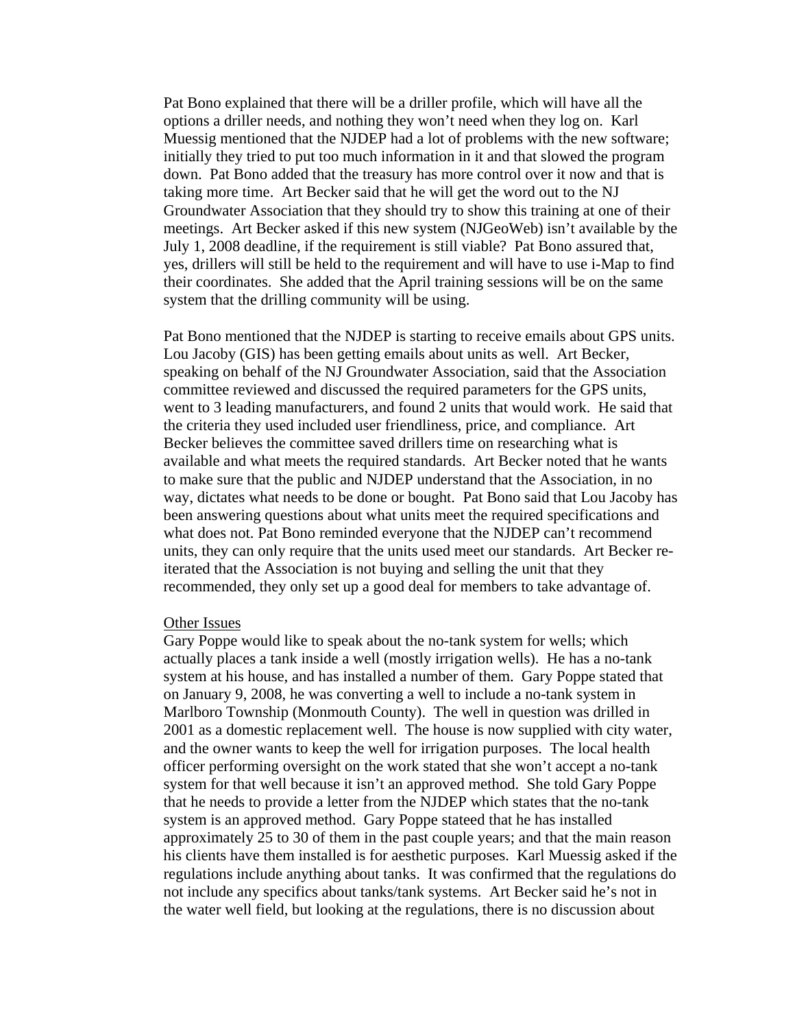Pat Bono explained that there will be a driller profile, which will have all the options a driller needs, and nothing they won't need when they log on. Karl Muessig mentioned that the NJDEP had a lot of problems with the new software; initially they tried to put too much information in it and that slowed the program down. Pat Bono added that the treasury has more control over it now and that is taking more time. Art Becker said that he will get the word out to the NJ Groundwater Association that they should try to show this training at one of their meetings. Art Becker asked if this new system (NJGeoWeb) isn't available by the July 1, 2008 deadline, if the requirement is still viable? Pat Bono assured that, yes, drillers will still be held to the requirement and will have to use i-Map to find their coordinates. She added that the April training sessions will be on the same system that the drilling community will be using.

Pat Bono mentioned that the NJDEP is starting to receive emails about GPS units. Lou Jacoby (GIS) has been getting emails about units as well. Art Becker, speaking on behalf of the NJ Groundwater Association, said that the Association committee reviewed and discussed the required parameters for the GPS units, went to 3 leading manufacturers, and found 2 units that would work. He said that the criteria they used included user friendliness, price, and compliance. Art Becker believes the committee saved drillers time on researching what is available and what meets the required standards. Art Becker noted that he wants to make sure that the public and NJDEP understand that the Association, in no way, dictates what needs to be done or bought. Pat Bono said that Lou Jacoby has been answering questions about what units meet the required specifications and what does not. Pat Bono reminded everyone that the NJDEP can't recommend units, they can only require that the units used meet our standards. Art Becker re-iterated that the Association is not buying and selling the unit that they recommended, they only set up a good deal for members to take advantage of.

<u>Other Issues</u>

Gary Poppe would like to speak about the no-tank system for wells; which actually places a tank inside a well (mostly irrigation wells). He has a no-tank system at his house, and has installed a number of them. Gary Poppe stated that on January 9, 2008, he was converting a well to include a no-tank system in Marlboro Township (Monmouth County). The well in question was drilled in 2001 as a domestic replacement well. The house is now supplied with city water, and the owner wants to keep the well for irrigation purposes. The local health officer performing oversight on the work stated that she won't accept a no-tank system for that well because it isn't an approved method. She told Gary Poppe that he needs to provide a letter from the NJDEP which states that the no-tank system is an approved method. Gary Poppe stateed that he has installed approximately 25 to 30 of them in the past couple years; and that the main reason his clients have them installed is for aesthetic purposes. Karl Muessig asked if the regulations include anything about tanks. It was confirmed that the regulations do not include any specifics about tanks/tank systems. Art Becker said he's not in the water well field, but looking at the regulations, there is no discussion about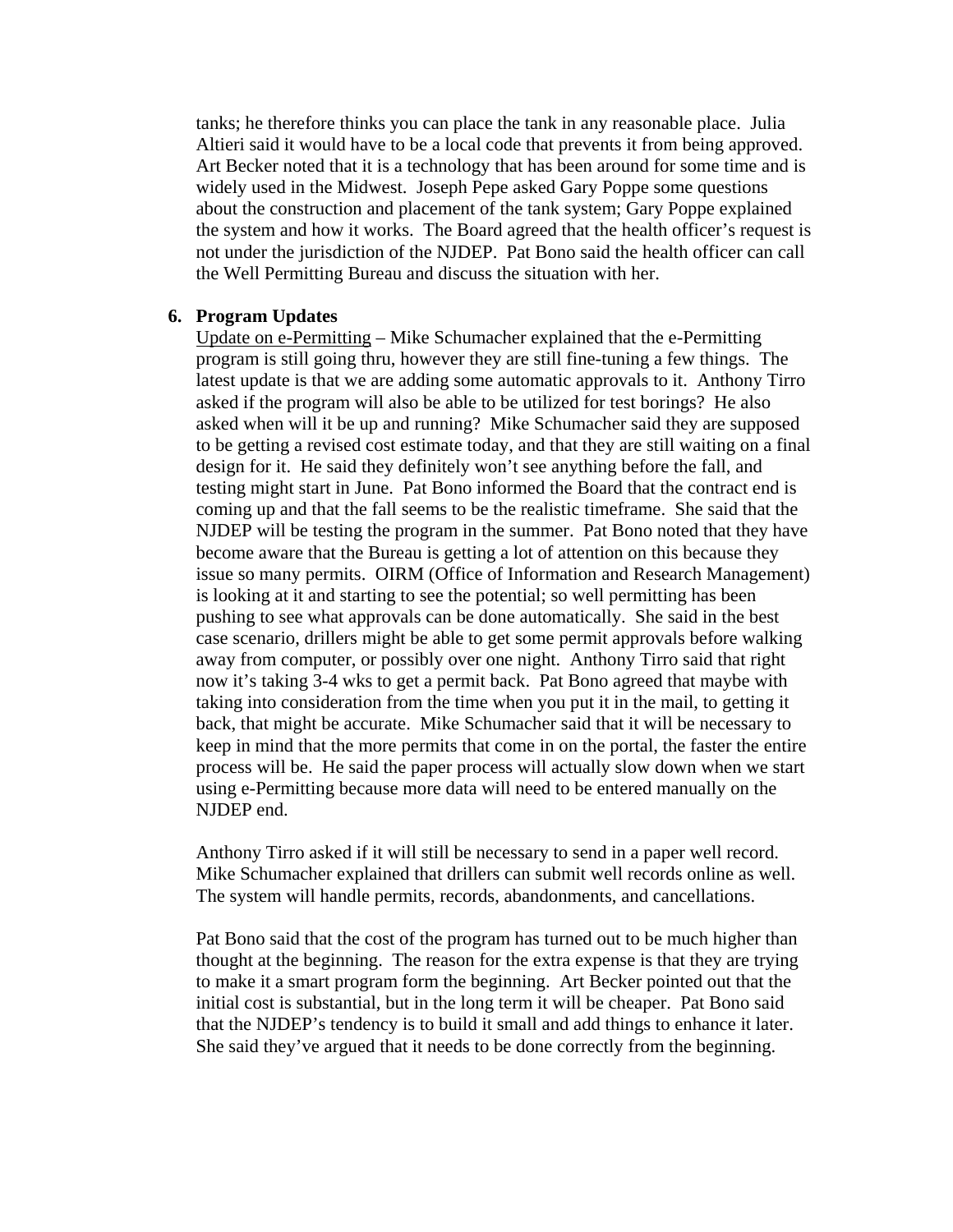tanks; he therefore thinks you can place the tank in any reasonable place. Julia Altieri said it would have to be a local code that prevents it from being approved. Art Becker noted that it is a technology that has been around for some time and is widely used in the Midwest. Joseph Pepe asked Gary Poppe some questions about the construction and placement of the tank system; Gary Poppe explained the system and how it works. The Board agreed that the health officer's request is not under the jurisdiction of the NJDEP. Pat Bono said the health officer can call the Well Permitting Bureau and discuss the situation with her.

6. **Program Updates**

Update on e-Permitting – Mike Schumacher explained that the e-Permitting program is still going thru, however they are still fine-tuning a few things. The latest update is that we are adding some automatic approvals to it. Anthony Tirro asked if the program will also be able to be utilized for test borings? He also asked when will it be up and running? Mike Schumacher said they are supposed to be getting a revised cost estimate today, and that they are still waiting on a final design for it. He said they definitely won't see anything before the fall, and testing might start in June. Pat Bono informed the Board that the contract end is coming up and that the fall seems to be the realistic timeframe. She said that the NJDEP will be testing the program in the summer. Pat Bono noted that they have become aware that the Bureau is getting a lot of attention on this because they issue so many permits. OIRM (Office of Information and Research Management) is looking at it and starting to see the potential; so well permitting has been pushing to see what approvals can be done automatically. She said in the best case scenario, drillers might be able to get some permit approvals before walking away from computer, or possibly over one night. Anthony Tirro said that right now it's taking 3-4 wks to get a permit back. Pat Bono agreed that maybe with taking into consideration from the time when you put it in the mail, to getting it back, that might be accurate. Mike Schumacher said that it will be necessary to keep in mind that the more permits that come in on the portal, the faster the entire process will be. He said the paper process will actually slow down when we start using e-Permitting because more data will need to be entered manually on the NJDEP end.

Anthony Tirro asked if it will still be necessary to send in a paper well record. Mike Schumacher explained that drillers can submit well records online as well. The system will handle permits, records, abandonments, and cancellations.

Pat Bono said that the cost of the program has turned out to be much higher than thought at the beginning. The reason for the extra expense is that they are trying to make it a smart program form the beginning. Art Becker pointed out that the initial cost is substantial, but in the long term it will be cheaper. Pat Bono said that the NJDEP's tendency is to build it small and add things to enhance it later. She said they've argued that it needs to be done correctly from the beginning.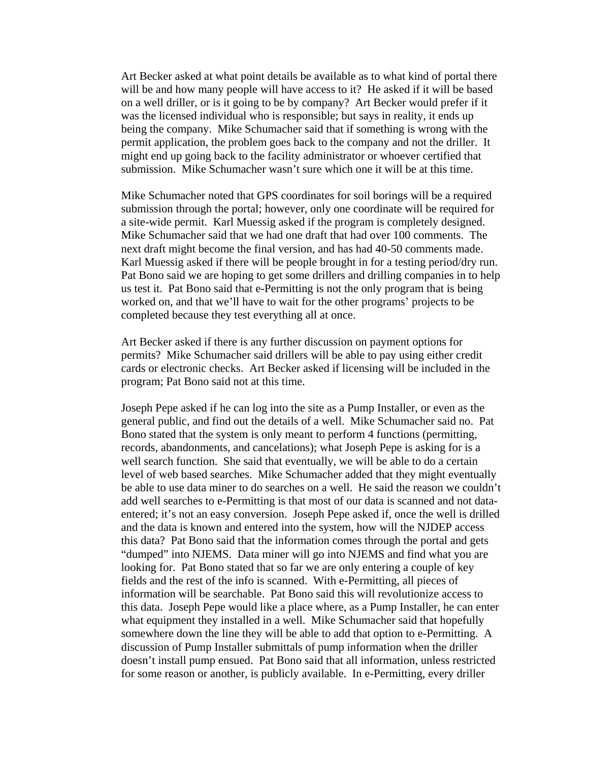Art Becker asked at what point details be available as to what kind of portal there will be and how many people will have access to it? He asked if it will be based on a well driller, or is it going to be by company? Art Becker would prefer if it was the licensed individual who is responsible; but says in reality, it ends up being the company. Mike Schumacher said that if something is wrong with the permit application, the problem goes back to the company and not the driller. It might end up going back to the facility administrator or whoever certified that submission. Mike Schumacher wasn't sure which one it will be at this time.

Mike Schumacher noted that GPS coordinates for soil borings will be a required submission through the portal; however, only one coordinate will be required for a site-wide permit. Karl Muessig asked if the program is completely designed. Mike Schumacher said that we had one draft that had over 100 comments. The next draft might become the final version, and has had 40-50 comments made. Karl Muessig asked if there will be people brought in for a testing period/dry run. Pat Bono said we are hoping to get some drillers and drilling companies in to help us test it. Pat Bono said that e-Permitting is not the only program that is being worked on, and that we'll have to wait for the other programs' projects to be completed because they test everything all at once.

Art Becker asked if there is any further discussion on payment options for permits? Mike Schumacher said drillers will be able to pay using either credit cards or electronic checks. Art Becker asked if licensing will be included in the program; Pat Bono said not at this time.

Joseph Pepe asked if he can log into the site as a Pump Installer, or even as the general public, and find out the details of a well. Mike Schumacher said no. Pat Bono stated that the system is only meant to perform 4 functions (permitting, records, abandonments, and cancelations); what Joseph Pepe is asking for is a well search function. She said that eventually, we will be able to do a certain level of web based searches. Mike Schumacher added that they might eventually be able to use data miner to do searches on a well. He said the reason we couldn't add well searches to e-Permitting is that most of our data is scanned and not data-entered; it's not an easy conversion. Joseph Pepe asked if, once the well is drilled and the data is known and entered into the system, how will the NJDEP access this data? Pat Bono said that the information comes through the portal and gets "dumped" into NJEMS. Data miner will go into NJEMS and find what you are looking for. Pat Bono stated that so far we are only entering a couple of key fields and the rest of the info is scanned. With e-Permitting, all pieces of information will be searchable. Pat Bono said this will revolutionize access to this data. Joseph Pepe would like a place where, as a Pump Installer, he can enter what equipment they installed in a well. Mike Schumacher said that hopefully somewhere down the line they will be able to add that option to e-Permitting. A discussion of Pump Installer submittals of pump information when the driller doesn't install pump ensued. Pat Bono said that all information, unless restricted for some reason or another, is publicly available. In e-Permitting, every driller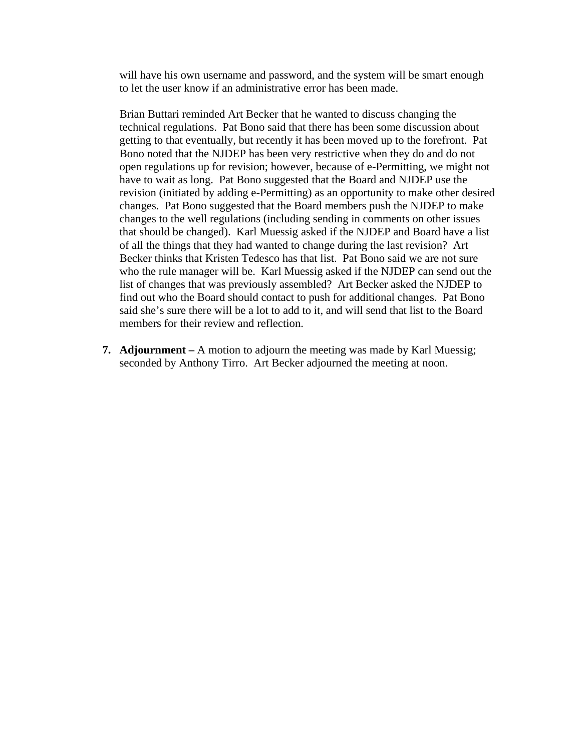will have his own username and password, and the system will be smart enough to let the user know if an administrative error has been made.

Brian Buttari reminded Art Becker that he wanted to discuss changing the technical regulations. Pat Bono said that there has been some discussion about getting to that eventually, but recently it has been moved up to the forefront. Pat Bono noted that the NJDEP has been very restrictive when they do and do not open regulations up for revision; however, because of e-Permitting, we might not have to wait as long. Pat Bono suggested that the Board and NJDEP use the revision (initiated by adding e-Permitting) as an opportunity to make other desired changes. Pat Bono suggested that the Board members push the NJDEP to make changes to the well regulations (including sending in comments on other issues that should be changed). Karl Muessig asked if the NJDEP and Board have a list of all the things that they had wanted to change during the last revision? Art Becker thinks that Kristen Tedesco has that list. Pat Bono said we are not sure who the rule manager will be. Karl Muessig asked if the NJDEP can send out the list of changes that was previously assembled? Art Becker asked the NJDEP to find out who the Board should contact to push for additional changes. Pat Bono said she's sure there will be a lot to add to it, and will send that list to the Board members for their review and reflection.

7. **Adjournment –** A motion to adjourn the meeting was made by Karl Muessig; seconded by Anthony Tirro. Art Becker adjourned the meeting at noon.